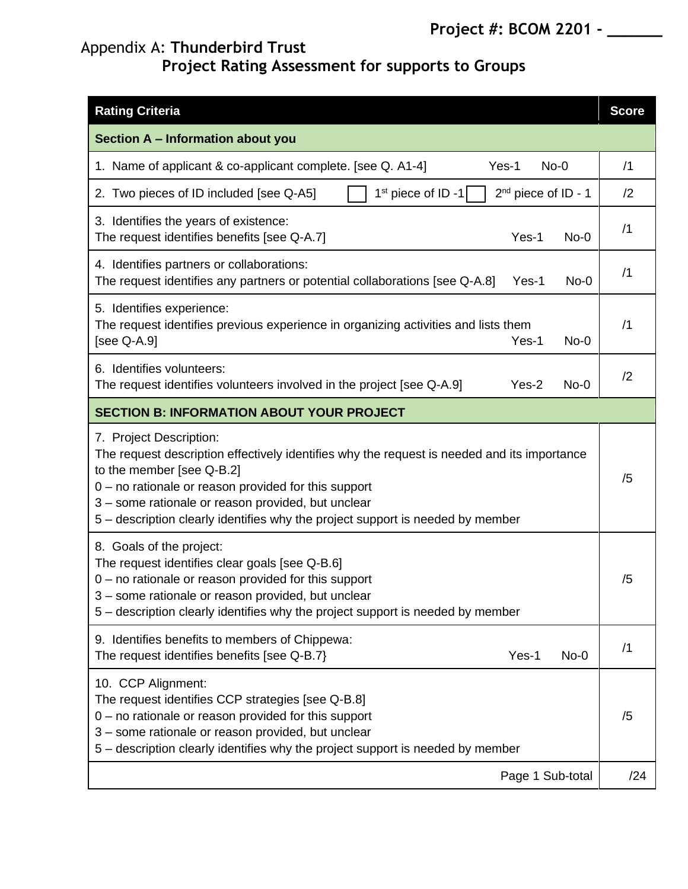**Project #: BCOM 2201 - ______**

Appendix A: **Thunderbird Trust**

## Project Rating Assessment for supports to Groups

| Rating Criteria | Score |
|---|---|
| **Section A – Information about you** | |
| 1. Name of applicant & co-applicant complete. [see Q. A1-4] Yes-1 No-0 | /1 |
| 2. Two pieces of ID included [see Q-A5] ☐ 1st piece of ID -1 ☐ 2nd piece of ID - 1 | /2 |
| 3. Identifies the years of existence:<br>The request identifies benefits [see Q-A.7] Yes-1 No-0 | /1 |
| 4. Identifies partners or collaborations:<br>The request identifies any partners or potential collaborations [see Q-A.8] Yes-1 No-0 | /1 |
| 5. Identifies experience:<br>The request identifies previous experience in organizing activities and lists them [see Q-A.9] Yes-1 No-0 | /1 |
| 6. Identifies volunteers:<br>The request identifies volunteers involved in the project [see Q-A.9] Yes-2 No-0 | /2 |
| **SECTION B: INFORMATION ABOUT YOUR PROJECT** | |
| 7. Project Description:<br>The request description effectively identifies why the request is needed and its importance to the member [see Q-B.2]<br>0 – no rationale or reason provided for this support<br>3 – some rationale or reason provided, but unclear<br>5 – description clearly identifies why the project support is needed by member | /5 |
| 8. Goals of the project:<br>The request identifies clear goals [see Q-B.6]<br>0 – no rationale or reason provided for this support<br>3 – some rationale or reason provided, but unclear<br>5 – description clearly identifies why the project support is needed by member | /5 |
| 9. Identifies benefits to members of Chippewa:<br>The request identifies benefits [see Q-B.7} Yes-1 No-0 | /1 |
| 10. CCP Alignment:<br>The request identifies CCP strategies [see Q-B.8]<br>0 – no rationale or reason provided for this support<br>3 – some rationale or reason provided, but unclear<br>5 – description clearly identifies why the project support is needed by member | /5 |
| Page 1 Sub-total | /24 |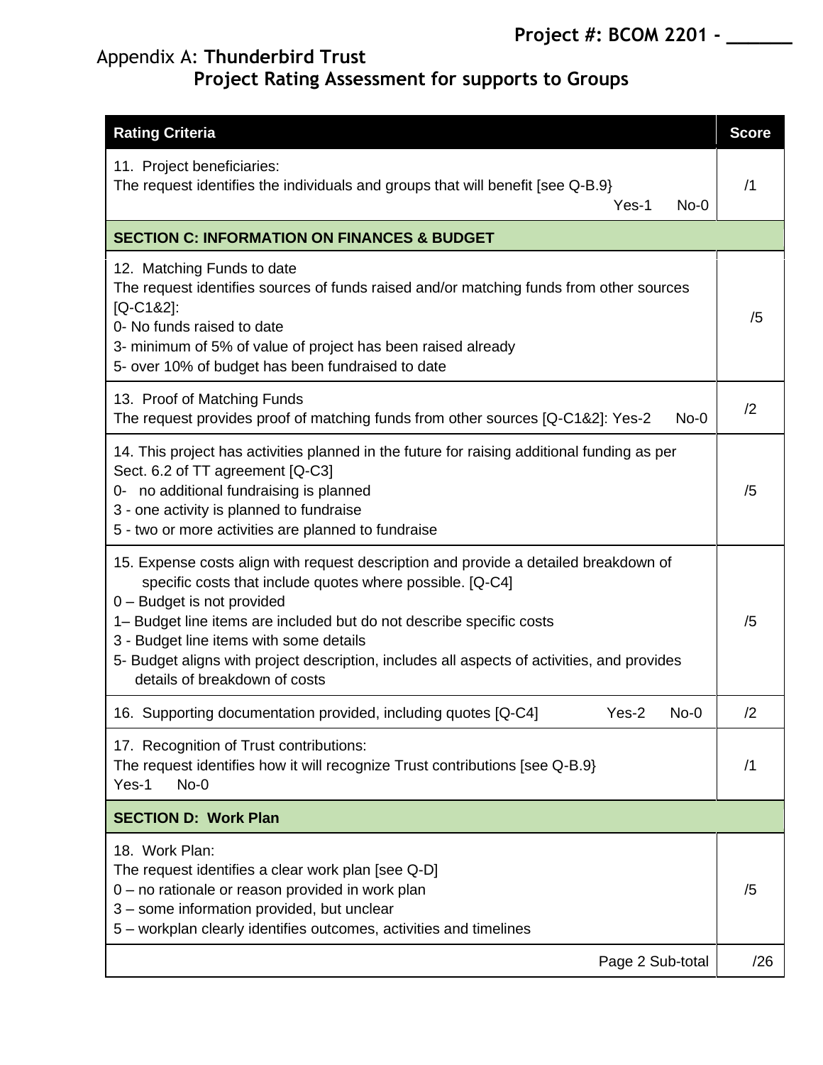**Project #: BCOM 2201 - ______**

Appendix A: **Thunderbird Trust**
**Project Rating Assessment for supports to Groups**

| Rating Criteria | Score |
|---|---|
| 11. Project beneficiaries:<br>The request identifies the individuals and groups that will benefit [see Q-B.9}<br>Yes-1 No-0 | /1 |
| **SECTION C: INFORMATION ON FINANCES & BUDGET** | |
| 12. Matching Funds to date<br>The request identifies sources of funds raised and/or matching funds from other sources [Q-C1&2]:<br>0- No funds raised to date<br>3- minimum of 5% of value of project has been raised already<br>5- over 10% of budget has been fundraised to date | /5 |
| 13. Proof of Matching Funds<br>The request provides proof of matching funds from other sources [Q-C1&2]: Yes-2 No-0 | /2 |
| 14. This project has activities planned in the future for raising additional funding as per Sect. 6.2 of TT agreement [Q-C3]<br>0- no additional fundraising is planned<br>3 - one activity is planned to fundraise<br>5 - two or more activities are planned to fundraise | /5 |
| 15. Expense costs align with request description and provide a detailed breakdown of specific costs that include quotes where possible. [Q-C4]<br>0 – Budget is not provided<br>1– Budget line items are included but do not describe specific costs<br>3 - Budget line items with some details<br>5- Budget aligns with project description, includes all aspects of activities, and provides details of breakdown of costs | /5 |
| 16. Supporting documentation provided, including quotes [Q-C4] Yes-2 No-0 | /2 |
| 17. Recognition of Trust contributions:<br>The request identifies how it will recognize Trust contributions [see Q-B.9}<br>Yes-1 No-0 | /1 |
| **SECTION D: Work Plan** | |
| 18. Work Plan:<br>The request identifies a clear work plan [see Q-D]<br>0 – no rationale or reason provided in work plan<br>3 – some information provided, but unclear<br>5 – workplan clearly identifies outcomes, activities and timelines | /5 |
| Page 2 Sub-total | /26 |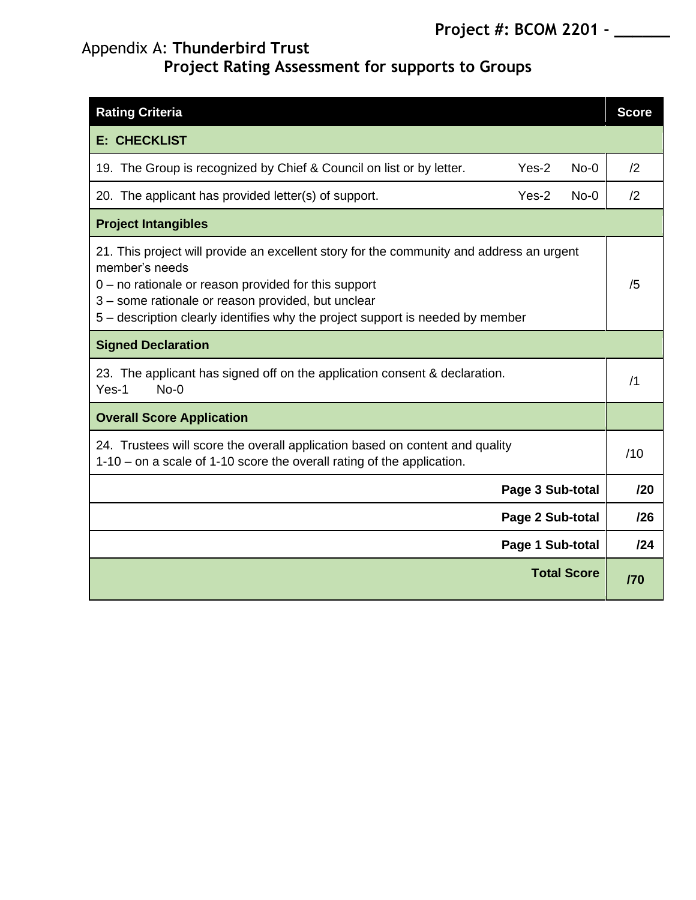**Project #: BCOM 2201 - ______**

Appendix A: **Thunderbird Trust**

## Project Rating Assessment for supports to Groups

| **Rating Criteria** | **Score** |
|---|---|
| **E: CHECKLIST** | |
| 19. The Group is recognized by Chief & Council on list or by letter. Yes-2 No-0 | /2 |
| 20. The applicant has provided letter(s) of support. Yes-2 No-0 | /2 |
| **Project Intangibles** | |
| 21. This project will provide an excellent story for the community and address an urgent member's needs<br>0 – no rationale or reason provided for this support<br>3 – some rationale or reason provided, but unclear<br>5 – description clearly identifies why the project support is needed by member | /5 |
| **Signed Declaration** | |
| 23. The applicant has signed off on the application consent & declaration.<br>Yes-1 No-0 | /1 |
| **Overall Score Application** | |
| 24. Trustees will score the overall application based on content and quality<br>1-10 – on a scale of 1-10 score the overall rating of the application. | /10 |
| **Page 3 Sub-total** | **/20** |
| **Page 2 Sub-total** | **/26** |
| **Page 1 Sub-total** | **/24** |
| **Total Score** | **/70** |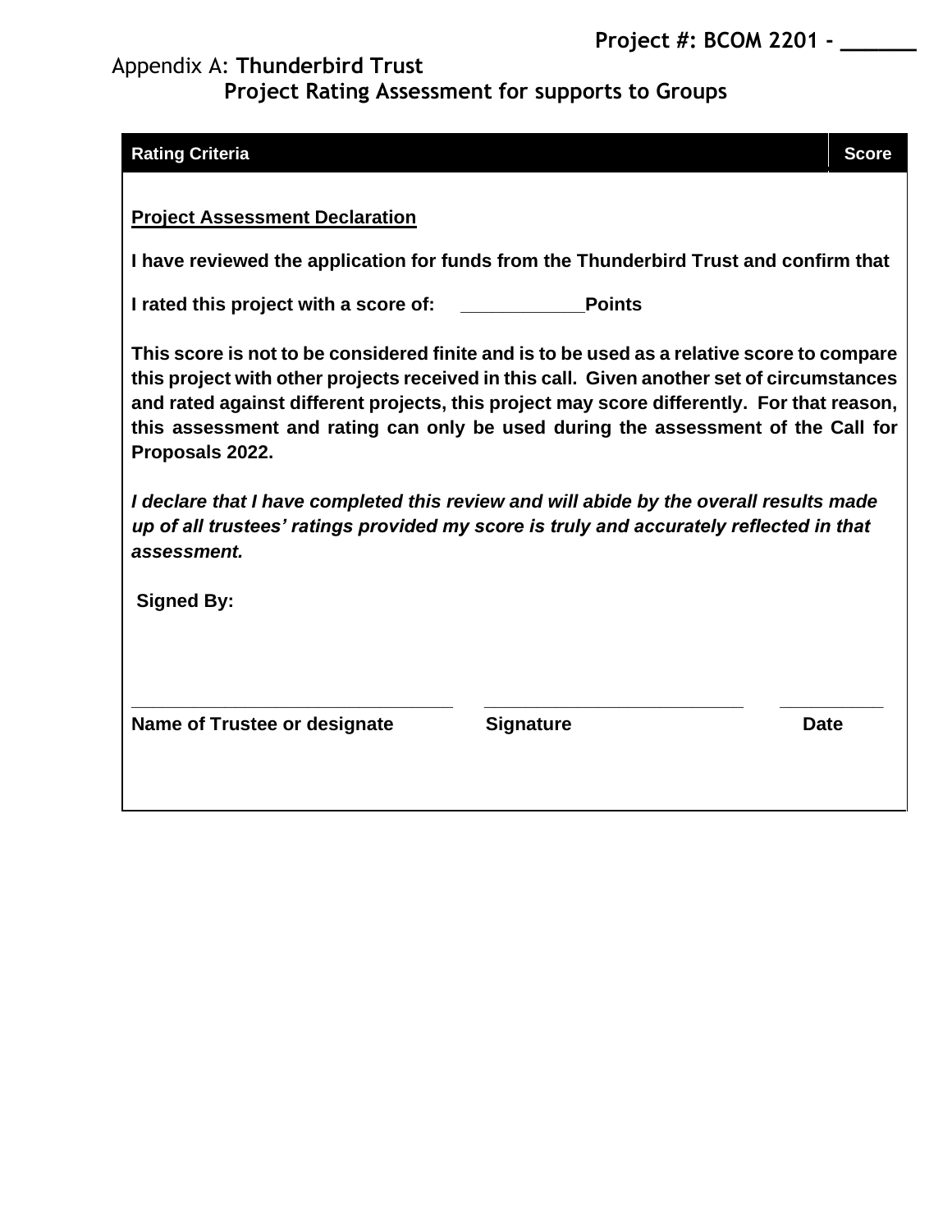**Project #: BCOM 2201 - ______**

Appendix A: **Thunderbird Trust**

**Project Rating Assessment for supports to Groups**

| Rating Criteria | Score |
|---|---|
| **Project Assessment Declaration**<br><br>**I have reviewed the application for funds from the Thunderbird Trust and confirm that**<br><br>**I rated this project with a score of: ___________Points**<br><br>**This score is not to be considered finite and is to be used as a relative score to compare this project with other projects received in this call. Given another set of circumstances and rated against different projects, this project may score differently. For that reason, this assessment and rating can only be used during the assessment of the Call for Proposals 2022.**<br><br>***I declare that I have completed this review and will abide by the overall results made up of all trustees' ratings provided my score is truly and accurately reflected in that assessment.***<br><br>**Signed By:**<br><br>______________________________ ________________________ _________<br>**Name of Trustee or designate** **Signature** **Date** | |